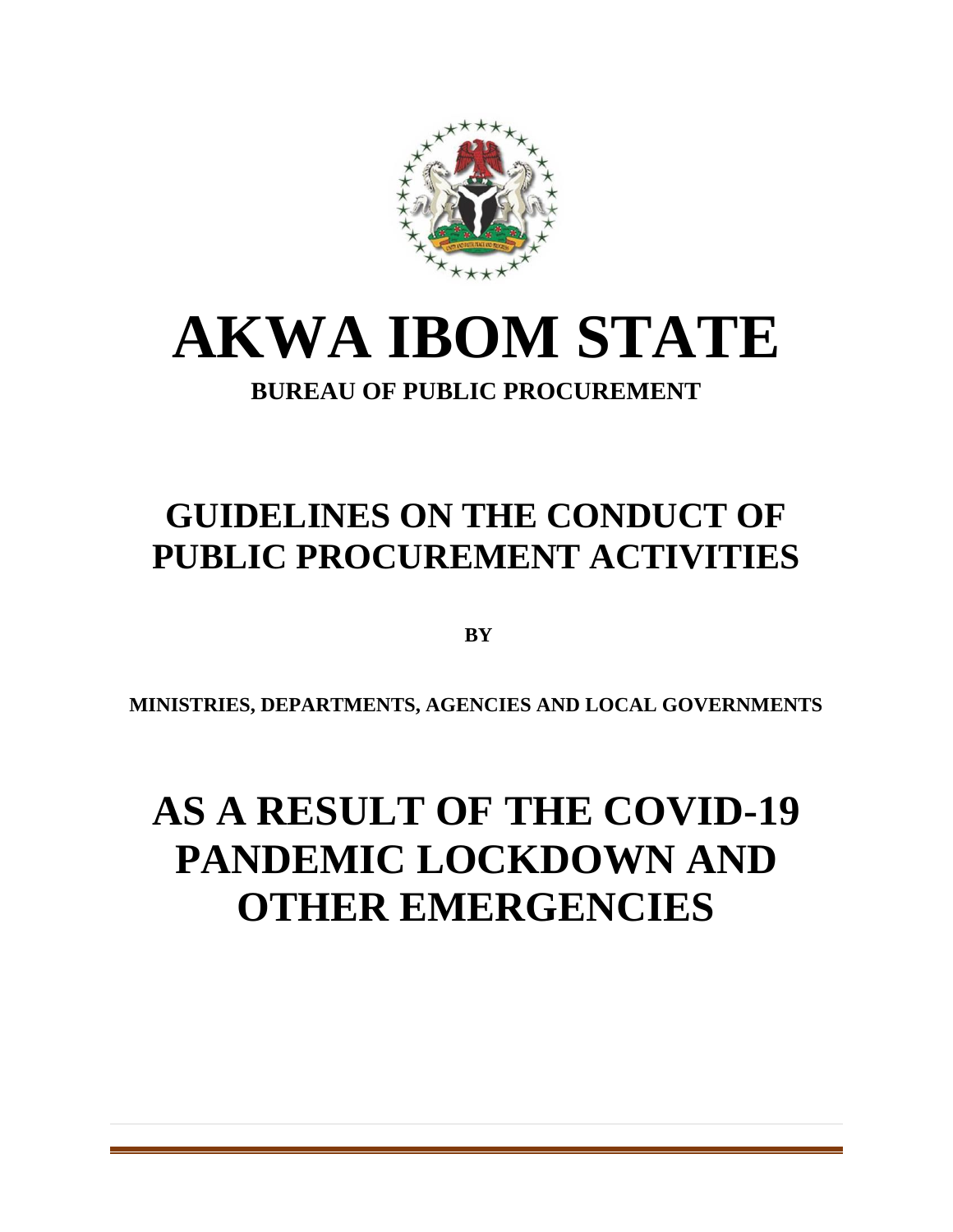# AKWA IBOM STATE

**BUREAU OF PUBLIC PROCUREMENT**

## GUIDELINES ON THE CONDUCT OF PUBLIC PROCUREMENT ACTIVITIES

**BY**

**MINISTRIES, DEPARTMENTS, AGENCIES AND LOCAL GOVERNMENTS**

# AS A RESULT OF THE COVID-19 PANDEMIC LOCKDOWN AND OTHER EMERGENCIES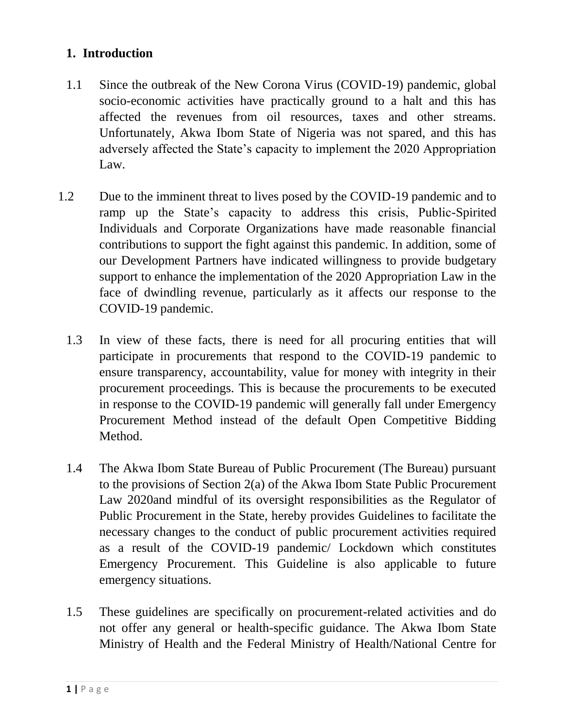## 1. Introduction

1.1 Since the outbreak of the New Corona Virus (COVID-19) pandemic, global socio-economic activities have practically ground to a halt and this has affected the revenues from oil resources, taxes and other streams. Unfortunately, Akwa Ibom State of Nigeria was not spared, and this has adversely affected the State's capacity to implement the 2020 Appropriation Law.

1.2 Due to the imminent threat to lives posed by the COVID-19 pandemic and to ramp up the State's capacity to address this crisis, Public-Spirited Individuals and Corporate Organizations have made reasonable financial contributions to support the fight against this pandemic. In addition, some of our Development Partners have indicated willingness to provide budgetary support to enhance the implementation of the 2020 Appropriation Law in the face of dwindling revenue, particularly as it affects our response to the COVID-19 pandemic.

1.3 In view of these facts, there is need for all procuring entities that will participate in procurements that respond to the COVID-19 pandemic to ensure transparency, accountability, value for money with integrity in their procurement proceedings. This is because the procurements to be executed in response to the COVID-19 pandemic will generally fall under Emergency Procurement Method instead of the default Open Competitive Bidding Method.

1.4 The Akwa Ibom State Bureau of Public Procurement (The Bureau) pursuant to the provisions of Section 2(a) of the Akwa Ibom State Public Procurement Law 2020and mindful of its oversight responsibilities as the Regulator of Public Procurement in the State, hereby provides Guidelines to facilitate the necessary changes to the conduct of public procurement activities required as a result of the COVID-19 pandemic/ Lockdown which constitutes Emergency Procurement. This Guideline is also applicable to future emergency situations.

1.5 These guidelines are specifically on procurement-related activities and do not offer any general or health-specific guidance. The Akwa Ibom State Ministry of Health and the Federal Ministry of Health/National Centre for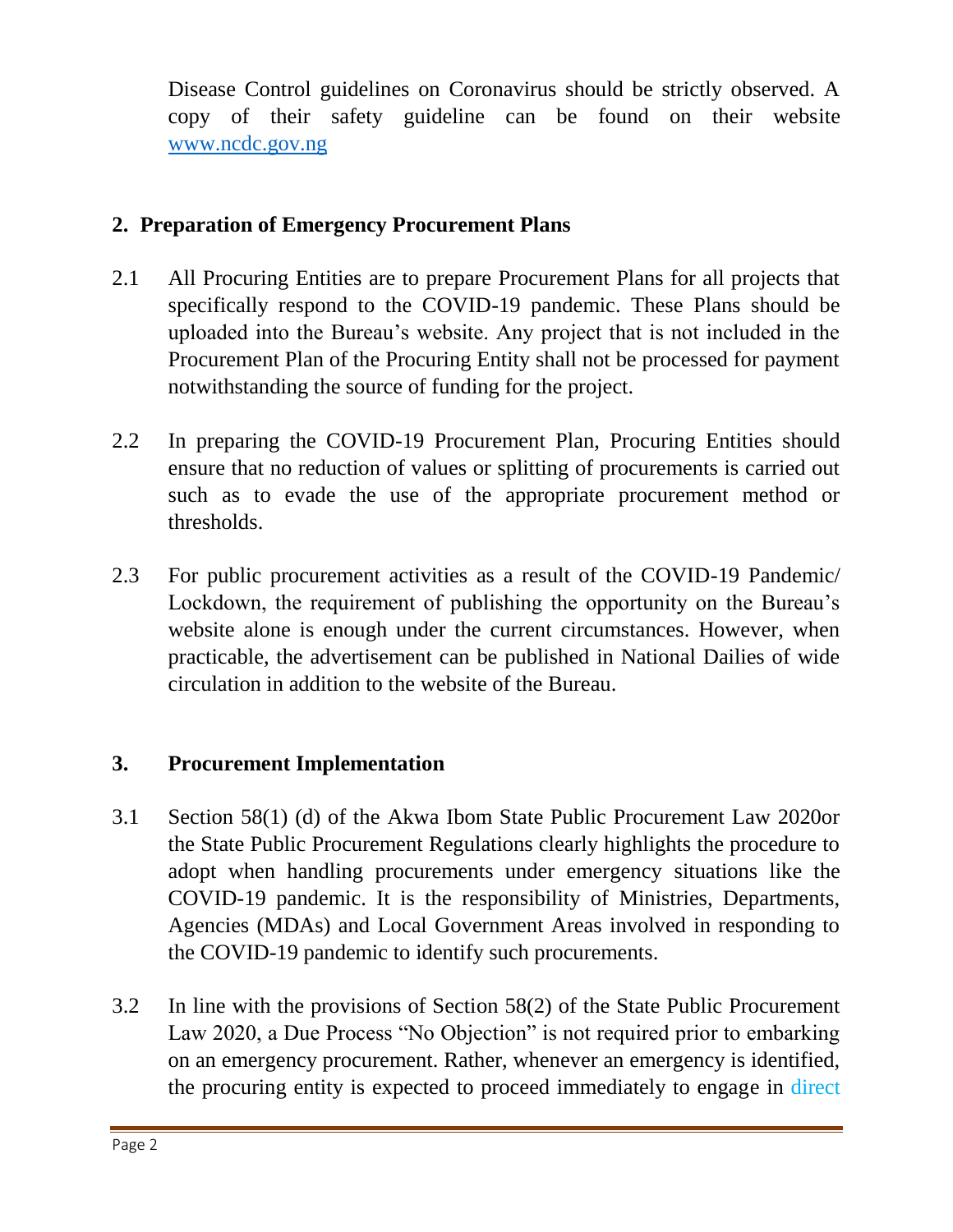Disease Control guidelines on Coronavirus should be strictly observed. A copy of their safety guideline can be found on their website [www.ncdc.gov.ng](http://www.ncdc.gov.ng)

## 2. Preparation of Emergency Procurement Plans

2.1 All Procuring Entities are to prepare Procurement Plans for all projects that specifically respond to the COVID-19 pandemic. These Plans should be uploaded into the Bureau's website. Any project that is not included in the Procurement Plan of the Procuring Entity shall not be processed for payment notwithstanding the source of funding for the project.

2.2 In preparing the COVID-19 Procurement Plan, Procuring Entities should ensure that no reduction of values or splitting of procurements is carried out such as to evade the use of the appropriate procurement method or thresholds.

2.3 For public procurement activities as a result of the COVID-19 Pandemic/ Lockdown, the requirement of publishing the opportunity on the Bureau's website alone is enough under the current circumstances. However, when practicable, the advertisement can be published in National Dailies of wide circulation in addition to the website of the Bureau.

## 3. Procurement Implementation

3.1 Section 58(1) (d) of the Akwa Ibom State Public Procurement Law 2020or the State Public Procurement Regulations clearly highlights the procedure to adopt when handling procurements under emergency situations like the COVID-19 pandemic. It is the responsibility of Ministries, Departments, Agencies (MDAs) and Local Government Areas involved in responding to the COVID-19 pandemic to identify such procurements.

3.2 In line with the provisions of Section 58(2) of the State Public Procurement Law 2020, a Due Process "No Objection" is not required prior to embarking on an emergency procurement. Rather, whenever an emergency is identified, the procuring entity is expected to proceed immediately to engage in direct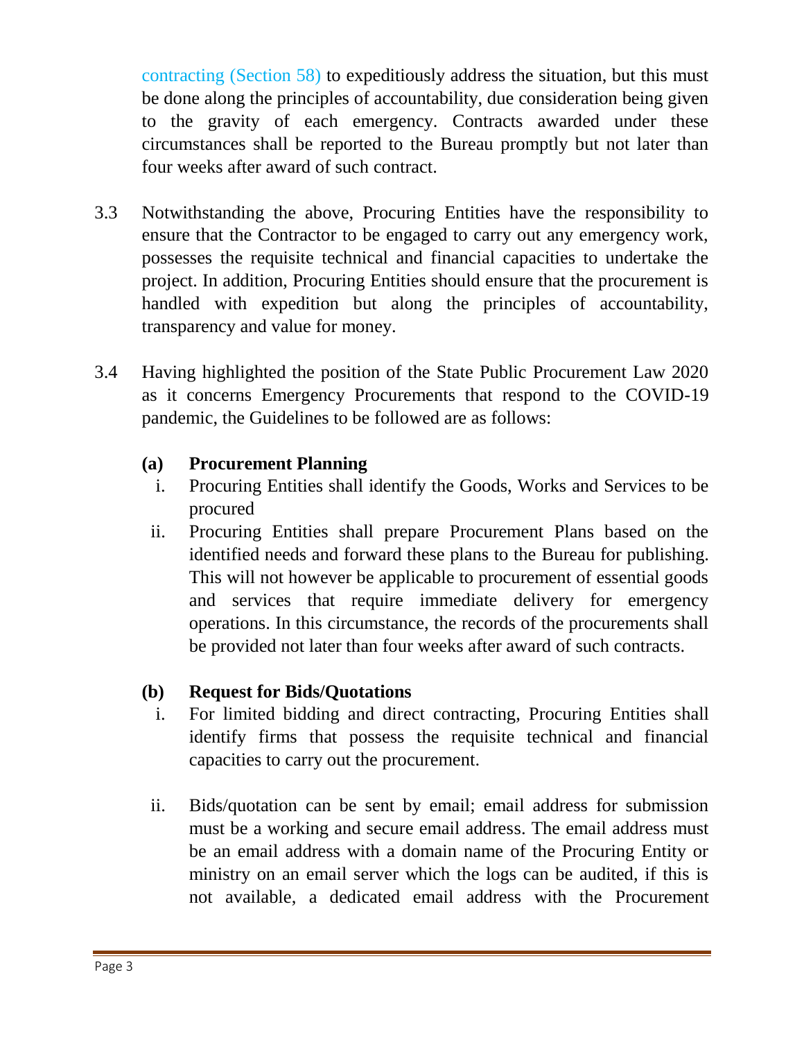contracting (Section 58) to expeditiously address the situation, but this must be done along the principles of accountability, due consideration being given to the gravity of each emergency. Contracts awarded under these circumstances shall be reported to the Bureau promptly but not later than four weeks after award of such contract.

3.3 Notwithstanding the above, Procuring Entities have the responsibility to ensure that the Contractor to be engaged to carry out any emergency work, possesses the requisite technical and financial capacities to undertake the project. In addition, Procuring Entities should ensure that the procurement is handled with expedition but along the principles of accountability, transparency and value for money.

3.4 Having highlighted the position of the State Public Procurement Law 2020 as it concerns Emergency Procurements that respond to the COVID-19 pandemic, the Guidelines to be followed are as follows:

**(a) Procurement Planning**

i. Procuring Entities shall identify the Goods, Works and Services to be procured

ii. Procuring Entities shall prepare Procurement Plans based on the identified needs and forward these plans to the Bureau for publishing. This will not however be applicable to procurement of essential goods and services that require immediate delivery for emergency operations. In this circumstance, the records of the procurements shall be provided not later than four weeks after award of such contracts.

**(b) Request for Bids/Quotations**

i. For limited bidding and direct contracting, Procuring Entities shall identify firms that possess the requisite technical and financial capacities to carry out the procurement.

ii. Bids/quotation can be sent by email; email address for submission must be a working and secure email address. The email address must be an email address with a domain name of the Procuring Entity or ministry on an email server which the logs can be audited, if this is not available, a dedicated email address with the Procurement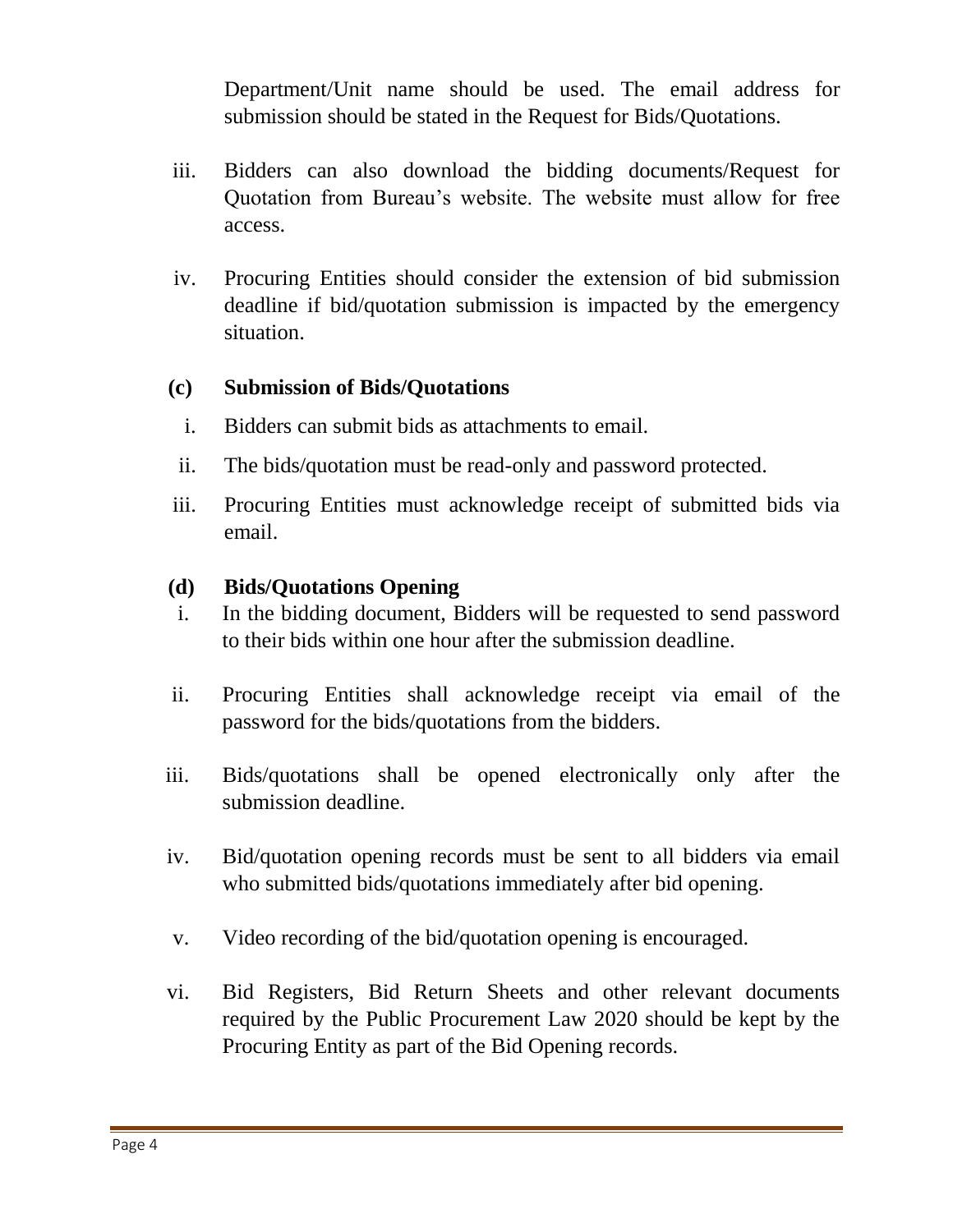Department/Unit name should be used. The email address for submission should be stated in the Request for Bids/Quotations.

iii. Bidders can also download the bidding documents/Request for Quotation from Bureau's website. The website must allow for free access.

iv. Procuring Entities should consider the extension of bid submission deadline if bid/quotation submission is impacted by the emergency situation.

**(c) Submission of Bids/Quotations**

i. Bidders can submit bids as attachments to email.

ii. The bids/quotation must be read-only and password protected.

iii. Procuring Entities must acknowledge receipt of submitted bids via email.

**(d) Bids/Quotations Opening**

i. In the bidding document, Bidders will be requested to send password to their bids within one hour after the submission deadline.

ii. Procuring Entities shall acknowledge receipt via email of the password for the bids/quotations from the bidders.

iii. Bids/quotations shall be opened electronically only after the submission deadline.

iv. Bid/quotation opening records must be sent to all bidders via email who submitted bids/quotations immediately after bid opening.

v. Video recording of the bid/quotation opening is encouraged.

vi. Bid Registers, Bid Return Sheets and other relevant documents required by the Public Procurement Law 2020 should be kept by the Procuring Entity as part of the Bid Opening records.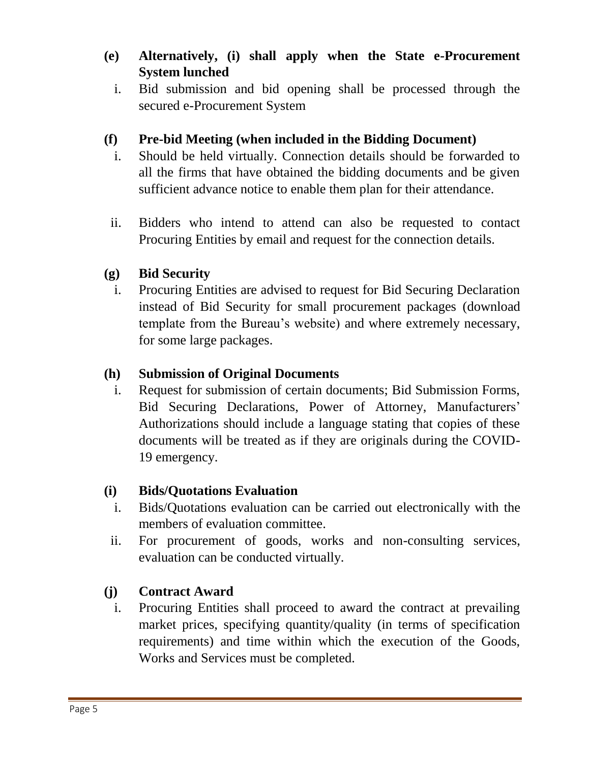**(e) Alternatively, (i) shall apply when the State e-Procurement System lunched**

i. Bid submission and bid opening shall be processed through the secured e-Procurement System

**(f) Pre-bid Meeting (when included in the Bidding Document)**

i. Should be held virtually. Connection details should be forwarded to all the firms that have obtained the bidding documents and be given sufficient advance notice to enable them plan for their attendance.

ii. Bidders who intend to attend can also be requested to contact Procuring Entities by email and request for the connection details.

**(g) Bid Security**

i. Procuring Entities are advised to request for Bid Securing Declaration instead of Bid Security for small procurement packages (download template from the Bureau's website) and where extremely necessary, for some large packages.

**(h) Submission of Original Documents**

i. Request for submission of certain documents; Bid Submission Forms, Bid Securing Declarations, Power of Attorney, Manufacturers' Authorizations should include a language stating that copies of these documents will be treated as if they are originals during the COVID-19 emergency.

**(i) Bids/Quotations Evaluation**

i. Bids/Quotations evaluation can be carried out electronically with the members of evaluation committee.

ii. For procurement of goods, works and non-consulting services, evaluation can be conducted virtually.

**(j) Contract Award**

i. Procuring Entities shall proceed to award the contract at prevailing market prices, specifying quantity/quality (in terms of specification requirements) and time within which the execution of the Goods, Works and Services must be completed.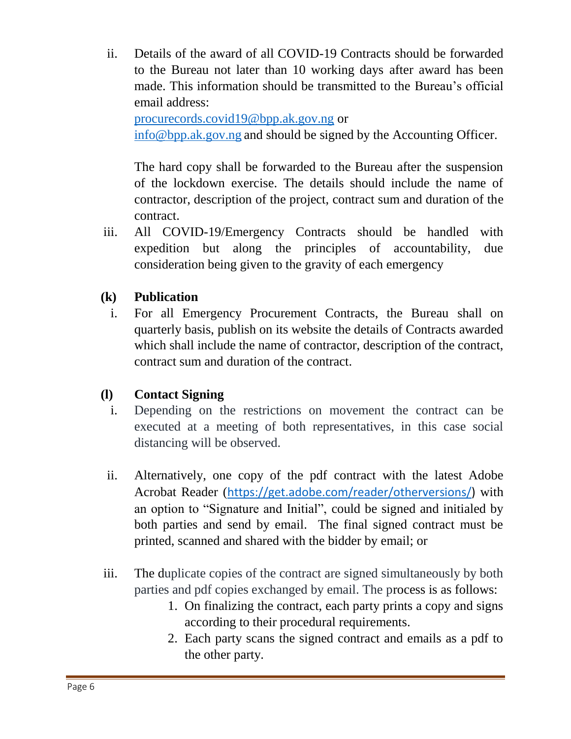ii. Details of the award of all COVID-19 Contracts should be forwarded to the Bureau not later than 10 working days after award has been made. This information should be transmitted to the Bureau's official email address:
procurecords.covid19@bpp.ak.gov.ng or
info@bpp.ak.gov.ng and should be signed by the Accounting Officer.

    The hard copy shall be forwarded to the Bureau after the suspension of the lockdown exercise. The details should include the name of contractor, description of the project, contract sum and duration of the contract.

iii. All COVID-19/Emergency Contracts should be handled with expedition but along the principles of accountability, due consideration being given to the gravity of each emergency

**(k) Publication**

i. For all Emergency Procurement Contracts, the Bureau shall on quarterly basis, publish on its website the details of Contracts awarded which shall include the name of contractor, description of the contract, contract sum and duration of the contract.

**(l) Contact Signing**

i. Depending on the restrictions on movement the contract can be executed at a meeting of both representatives, in this case social distancing will be observed.

ii. Alternatively, one copy of the pdf contract with the latest Adobe Acrobat Reader (https://get.adobe.com/reader/otherversions/) with an option to "Signature and Initial", could be signed and initialed by both parties and send by email. The final signed contract must be printed, scanned and shared with the bidder by email; or

iii. The duplicate copies of the contract are signed simultaneously by both parties and pdf copies exchanged by email. The process is as follows:
    1. On finalizing the contract, each party prints a copy and signs according to their procedural requirements.
    2. Each party scans the signed contract and emails as a pdf to the other party.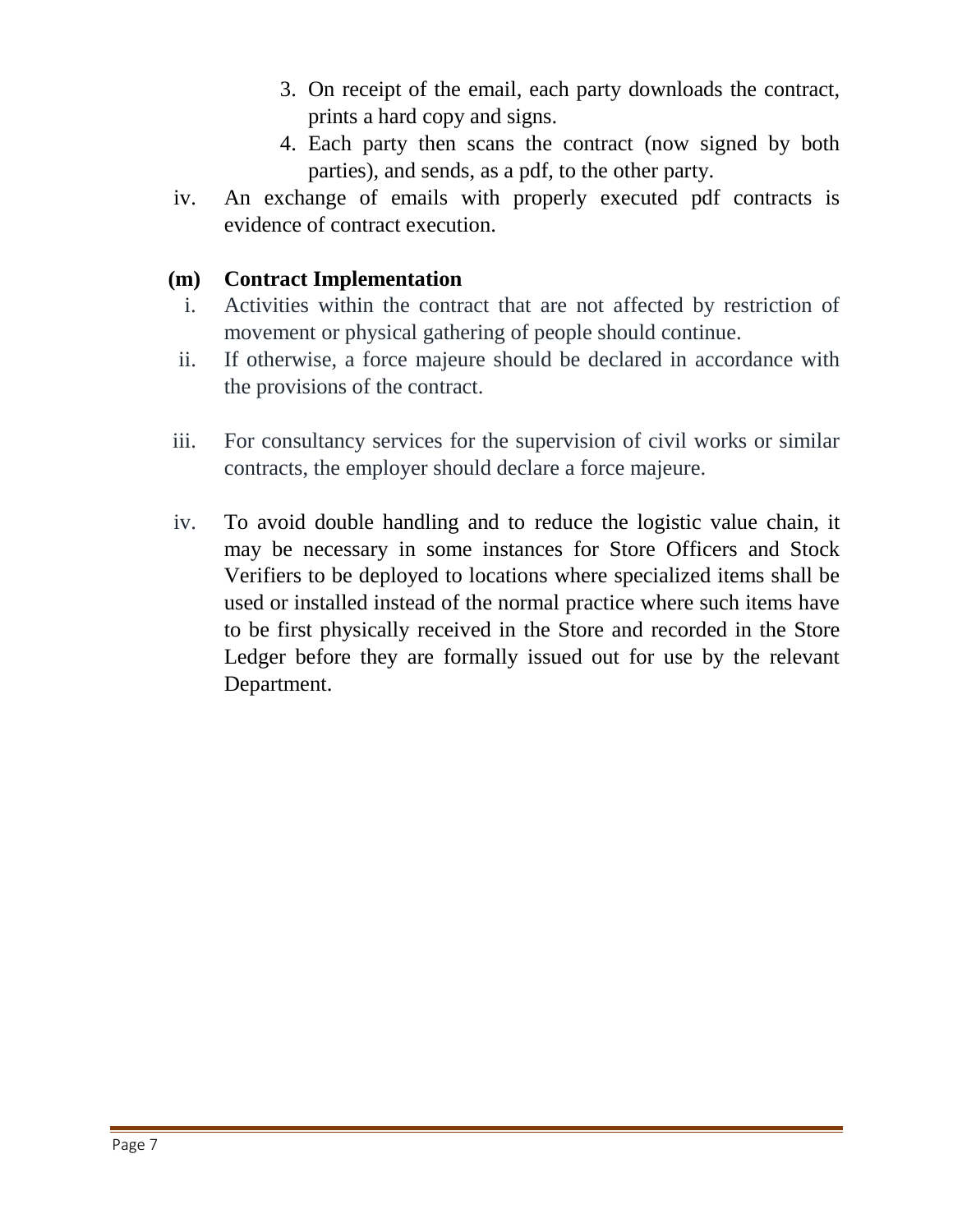3. On receipt of the email, each party downloads the contract, prints a hard copy and signs.
4. Each party then scans the contract (now signed by both parties), and sends, as a pdf, to the other party.

iv. An exchange of emails with properly executed pdf contracts is evidence of contract execution.

**(m) Contract Implementation**

i. Activities within the contract that are not affected by restriction of movement or physical gathering of people should continue.

ii. If otherwise, a force majeure should be declared in accordance with the provisions of the contract.

iii. For consultancy services for the supervision of civil works or similar contracts, the employer should declare a force majeure.

iv. To avoid double handling and to reduce the logistic value chain, it may be necessary in some instances for Store Officers and Stock Verifiers to be deployed to locations where specialized items shall be used or installed instead of the normal practice where such items have to be first physically received in the Store and recorded in the Store Ledger before they are formally issued out for use by the relevant Department.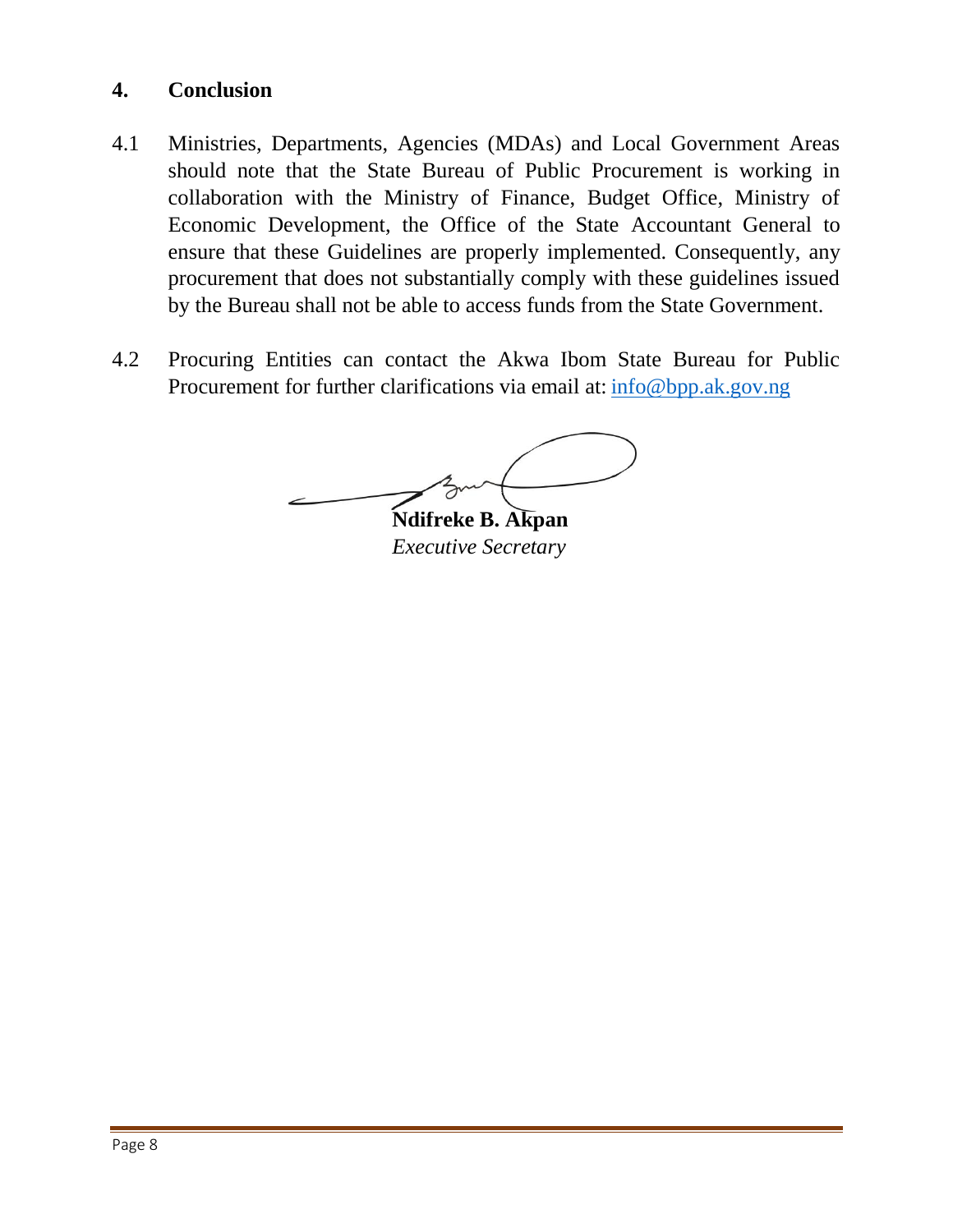## 4. Conclusion

4.1 Ministries, Departments, Agencies (MDAs) and Local Government Areas should note that the State Bureau of Public Procurement is working in collaboration with the Ministry of Finance, Budget Office, Ministry of Economic Development, the Office of the State Accountant General to ensure that these Guidelines are properly implemented. Consequently, any procurement that does not substantially comply with these guidelines issued by the Bureau shall not be able to access funds from the State Government.

4.2 Procuring Entities can contact the Akwa Ibom State Bureau for Public Procurement for further clarifications via email at: info@bpp.ak.gov.ng

**Ndifreke B. Akpan**
*Executive Secretary*